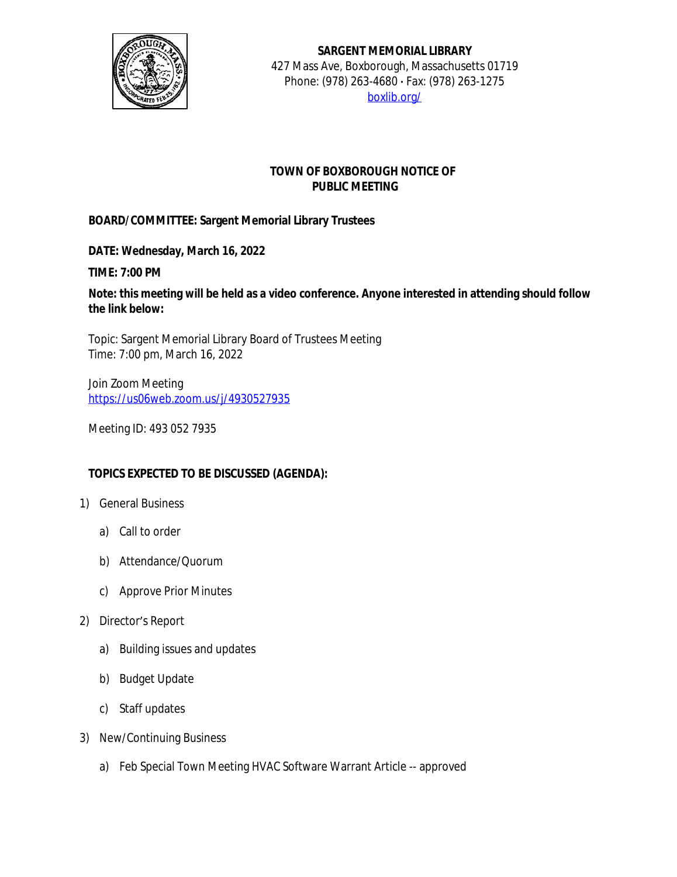**SARGENT MEMORIAL LIBRARY**
427 Mass Ave, Boxborough, Massachusetts 01719
Phone: (978) 263-4680 • Fax: (978) 263-1275
[boxlib.org/](boxlib.org/)

**TOWN OF BOXBOROUGH NOTICE OF PUBLIC MEETING**

**BOARD/COMMITTEE: Sargent Memorial Library Trustees**

**DATE: Wednesday, March 16, 2022**

**TIME: 7:00 PM**

**Note: this meeting will be held as a video conference. Anyone interested in attending should follow the link below:**

Topic: Sargent Memorial Library Board of Trustees Meeting
Time: 7:00 pm, March 16, 2022

Join Zoom Meeting
https://us06web.zoom.us/j/4930527935

Meeting ID: 493 052 7935

**TOPICS EXPECTED TO BE DISCUSSED (AGENDA):**

1) General Business
   a) Call to order
   b) Attendance/Quorum
   c) Approve Prior Minutes
2) Director's Report
   a) Building issues and updates
   b) Budget Update
   c) Staff updates
3) New/Continuing Business
   a) Feb Special Town Meeting HVAC Software Warrant Article -- approved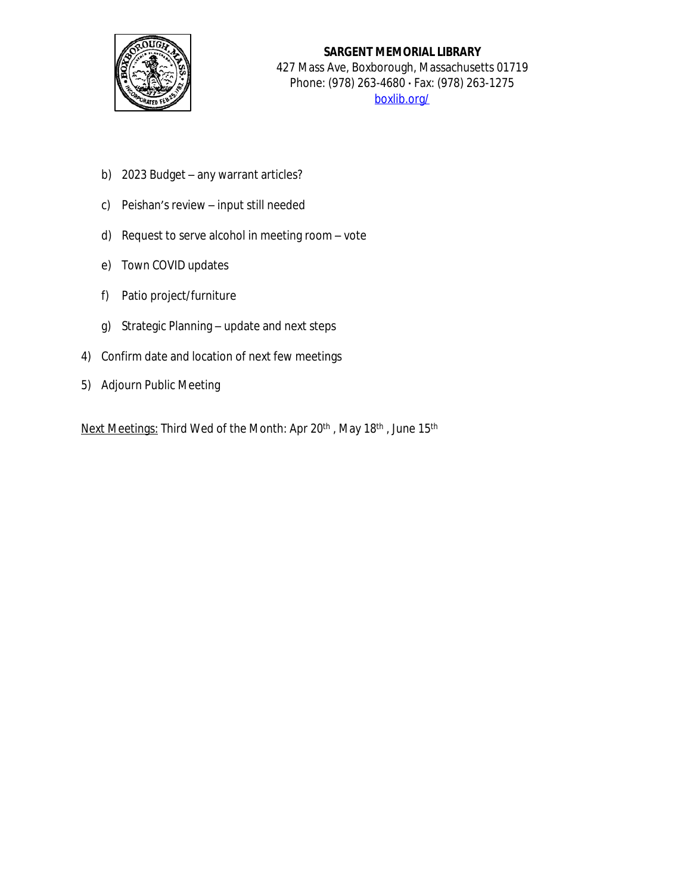**SARGENT MEMORIAL LIBRARY**
427 Mass Ave, Boxborough, Massachusetts 01719
Phone: (978) 263-4680 • Fax: (978) 263-1275
[boxlib.org/](boxlib.org/)

- b) 2023 Budget – any warrant articles?
- c) Peishan's review – input still needed
- d) Request to serve alcohol in meeting room – vote
- e) Town COVID updates
- f) Patio project/furniture
- g) Strategic Planning – update and next steps

4) Confirm date and location of next few meetings
5) Adjourn Public Meeting

Next Meetings: Third Wed of the Month: Apr 20th , May 18th , June 15th